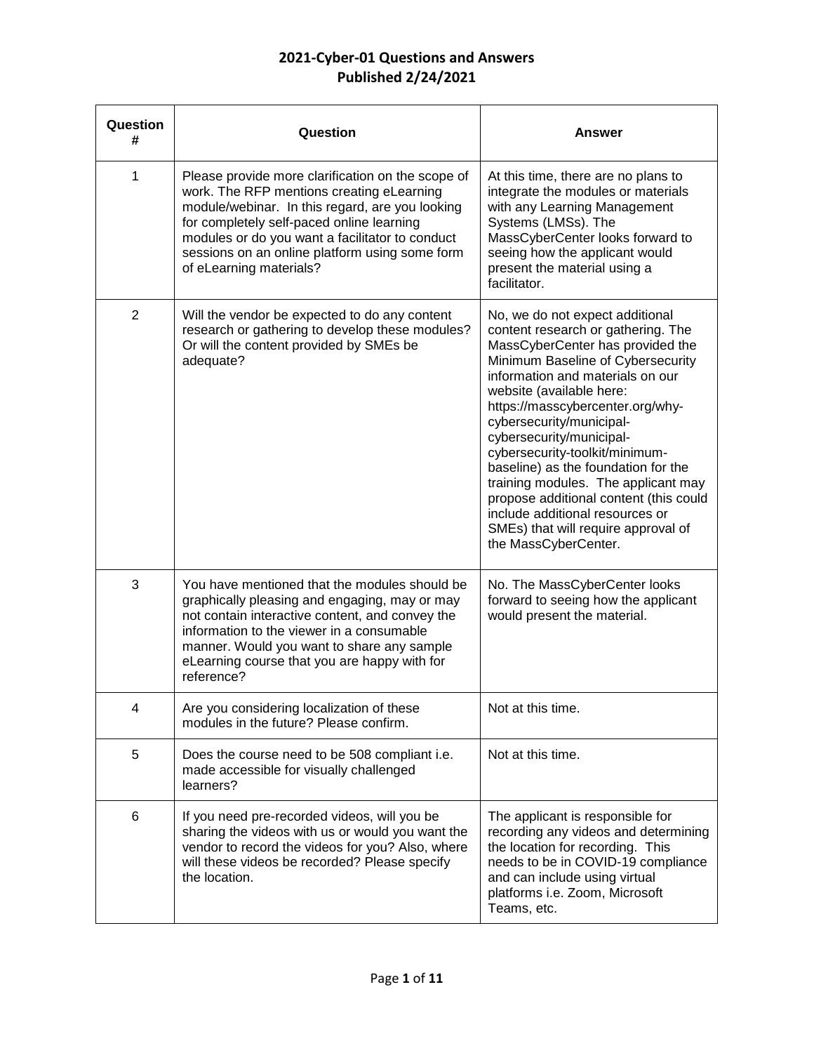# 2021-Cyber-01 Questions and Answers
## Published 2/24/2021

| Question # | Question | Answer |
|---|---|---|
| 1 | Please provide more clarification on the scope of work. The RFP mentions creating eLearning module/webinar. In this regard, are you looking for completely self-paced online learning modules or do you want a facilitator to conduct sessions on an online platform using some form of eLearning materials? | At this time, there are no plans to integrate the modules or materials with any Learning Management Systems (LMSs). The MassCyberCenter looks forward to seeing how the applicant would present the material using a facilitator. |
| 2 | Will the vendor be expected to do any content research or gathering to develop these modules? Or will the content provided by SMEs be adequate? | No, we do not expect additional content research or gathering. The MassCyberCenter has provided the Minimum Baseline of Cybersecurity information and materials on our website (available here: https://masscybercenter.org/why-cybersecurity/municipal-cybersecurity/municipal-cybersecurity-toolkit/minimum-baseline) as the foundation for the training modules. The applicant may propose additional content (this could include additional resources or SMEs) that will require approval of the MassCyberCenter. |
| 3 | You have mentioned that the modules should be graphically pleasing and engaging, may or may not contain interactive content, and convey the information to the viewer in a consumable manner. Would you want to share any sample eLearning course that you are happy with for reference? | No. The MassCyberCenter looks forward to seeing how the applicant would present the material. |
| 4 | Are you considering localization of these modules in the future? Please confirm. | Not at this time. |
| 5 | Does the course need to be 508 compliant i.e. made accessible for visually challenged learners? | Not at this time. |
| 6 | If you need pre-recorded videos, will you be sharing the videos with us or would you want the vendor to record the videos for you? Also, where will these videos be recorded? Please specify the location. | The applicant is responsible for recording any videos and determining the location for recording. This needs to be in COVID-19 compliance and can include using virtual platforms i.e. Zoom, Microsoft Teams, etc. |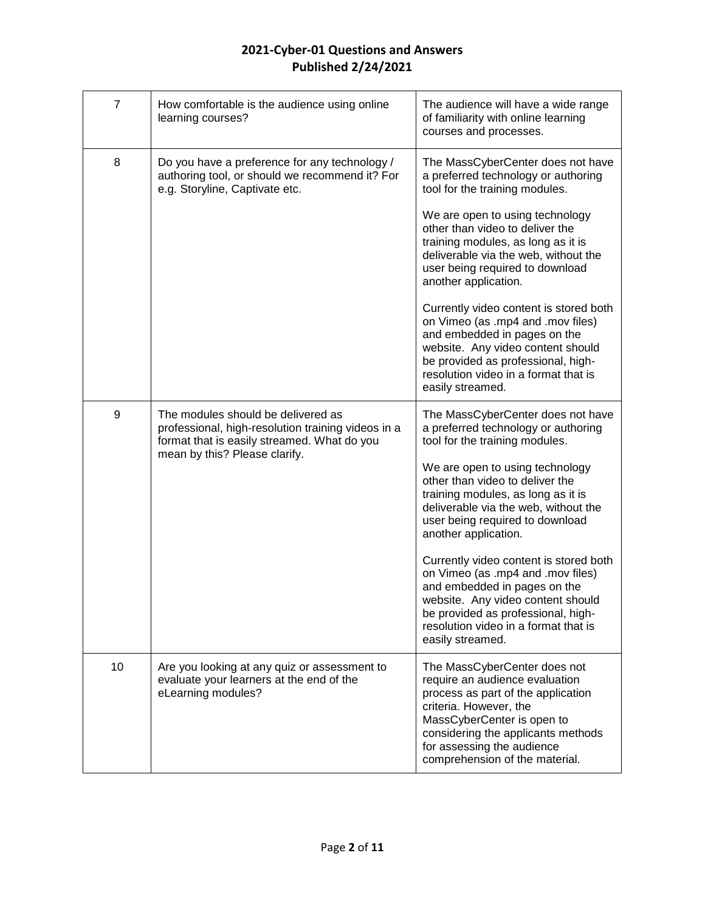## 2021-Cyber-01 Questions and Answers
## Published 2/24/2021

| | | |
|---|---|---|
| 7 | How comfortable is the audience using online learning courses? | The audience will have a wide range of familiarity with online learning courses and processes. |
| 8 | Do you have a preference for any technology / authoring tool, or should we recommend it? For e.g. Storyline, Captivate etc. | The MassCyberCenter does not have a preferred technology or authoring tool for the training modules.<br><br>We are open to using technology other than video to deliver the training modules, as long as it is deliverable via the web, without the user being required to download another application.<br><br>Currently video content is stored both on Vimeo (as .mp4 and .mov files) and embedded in pages on the website. Any video content should be provided as professional, high-resolution video in a format that is easily streamed. |
| 9 | The modules should be delivered as professional, high-resolution training videos in a format that is easily streamed. What do you mean by this? Please clarify. | The MassCyberCenter does not have a preferred technology or authoring tool for the training modules.<br><br>We are open to using technology other than video to deliver the training modules, as long as it is deliverable via the web, without the user being required to download another application.<br><br>Currently video content is stored both on Vimeo (as .mp4 and .mov files) and embedded in pages on the website. Any video content should be provided as professional, high-resolution video in a format that is easily streamed. |
| 10 | Are you looking at any quiz or assessment to evaluate your learners at the end of the eLearning modules? | The MassCyberCenter does not require an audience evaluation process as part of the application criteria. However, the MassCyberCenter is open to considering the applicants methods for assessing the audience comprehension of the material. |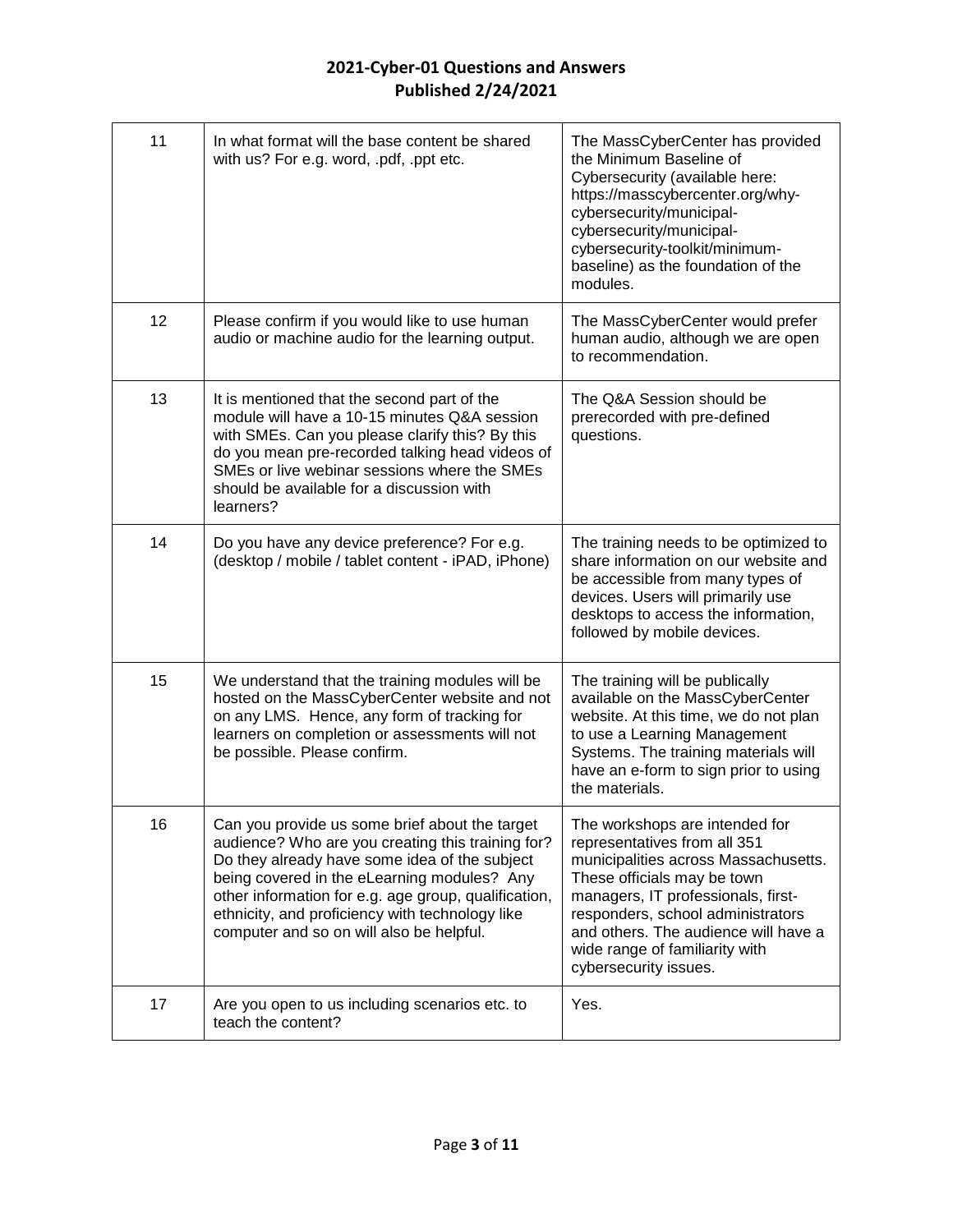## 2021-Cyber-01 Questions and Answers
## Published 2/24/2021

| | | |
|---|---|---|
| 11 | In what format will the base content be shared with us? For e.g. word, .pdf, .ppt etc. | The MassCyberCenter has provided the Minimum Baseline of Cybersecurity (available here: https://masscybercenter.org/why-cybersecurity/municipal-cybersecurity/municipal-cybersecurity-toolkit/minimum-baseline) as the foundation of the modules. |
| 12 | Please confirm if you would like to use human audio or machine audio for the learning output. | The MassCyberCenter would prefer human audio, although we are open to recommendation. |
| 13 | It is mentioned that the second part of the module will have a 10-15 minutes Q&A session with SMEs. Can you please clarify this? By this do you mean pre-recorded talking head videos of SMEs or live webinar sessions where the SMEs should be available for a discussion with learners? | The Q&A Session should be prerecorded with pre-defined questions. |
| 14 | Do you have any device preference? For e.g. (desktop / mobile / tablet content - iPAD, iPhone) | The training needs to be optimized to share information on our website and be accessible from many types of devices. Users will primarily use desktops to access the information, followed by mobile devices. |
| 15 | We understand that the training modules will be hosted on the MassCyberCenter website and not on any LMS. Hence, any form of tracking for learners on completion or assessments will not be possible. Please confirm. | The training will be publically available on the MassCyberCenter website. At this time, we do not plan to use a Learning Management Systems. The training materials will have an e-form to sign prior to using the materials. |
| 16 | Can you provide us some brief about the target audience? Who are you creating this training for? Do they already have some idea of the subject being covered in the eLearning modules? Any other information for e.g. age group, qualification, ethnicity, and proficiency with technology like computer and so on will also be helpful. | The workshops are intended for representatives from all 351 municipalities across Massachusetts. These officials may be town managers, IT professionals, first-responders, school administrators and others. The audience will have a wide range of familiarity with cybersecurity issues. |
| 17 | Are you open to us including scenarios etc. to teach the content? | Yes. |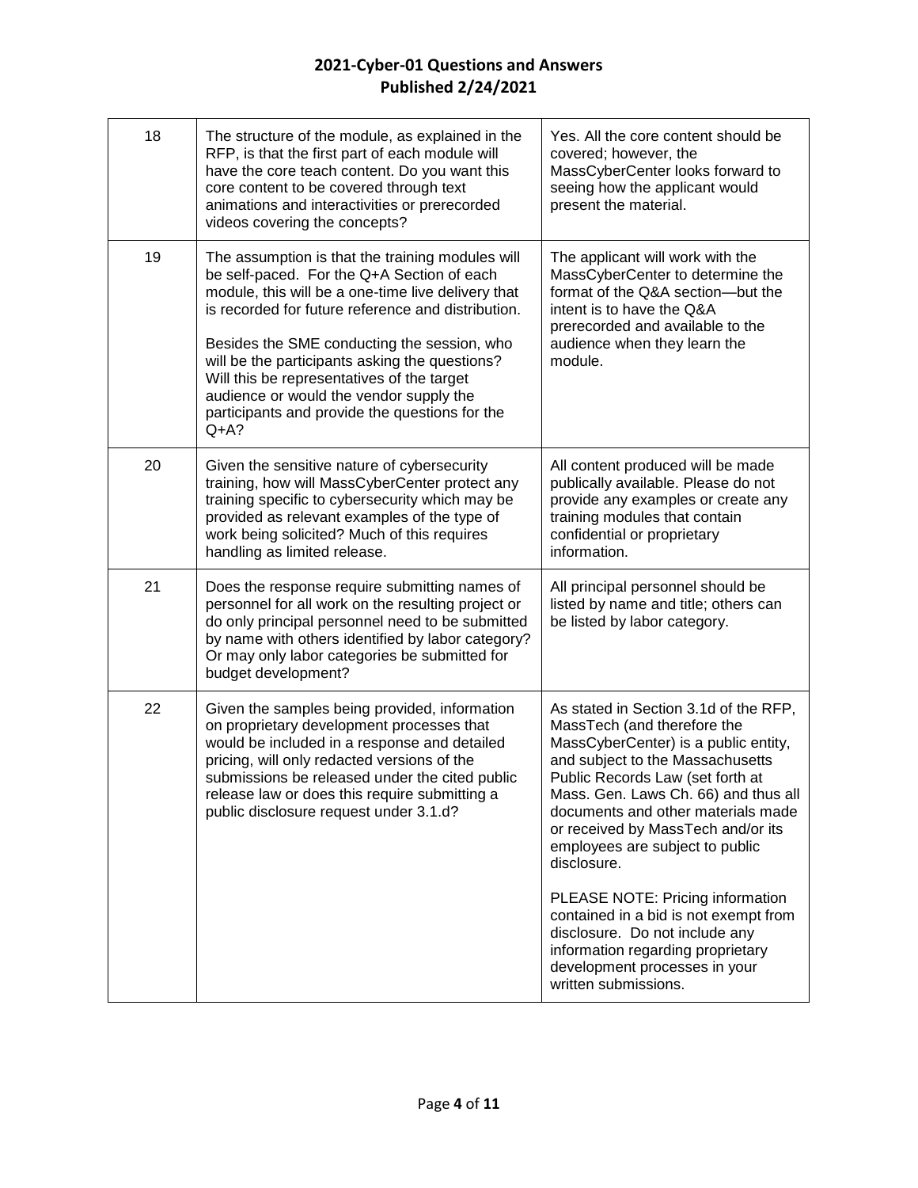| 18 | The structure of the module, as explained in the RFP, is that the first part of each module will have the core teach content. Do you want this core content to be covered through text animations and interactivities or prerecorded videos covering the concepts? | Yes. All the core content should be covered; however, the MassCyberCenter looks forward to seeing how the applicant would present the material. |
|---|---|---|
| 19 | The assumption is that the training modules will be self-paced. For the Q+A Section of each module, this will be a one-time live delivery that is recorded for future reference and distribution.<br><br>Besides the SME conducting the session, who will be the participants asking the questions? Will this be representatives of the target audience or would the vendor supply the participants and provide the questions for the Q+A? | The applicant will work with the MassCyberCenter to determine the format of the Q&A section—but the intent is to have the Q&A prerecorded and available to the audience when they learn the module. |
| 20 | Given the sensitive nature of cybersecurity training, how will MassCyberCenter protect any training specific to cybersecurity which may be provided as relevant examples of the type of work being solicited? Much of this requires handling as limited release. | All content produced will be made publically available. Please do not provide any examples or create any training modules that contain confidential or proprietary information. |
| 21 | Does the response require submitting names of personnel for all work on the resulting project or do only principal personnel need to be submitted by name with others identified by labor category? Or may only labor categories be submitted for budget development? | All principal personnel should be listed by name and title; others can be listed by labor category. |
| 22 | Given the samples being provided, information on proprietary development processes that would be included in a response and detailed pricing, will only redacted versions of the submissions be released under the cited public release law or does this require submitting a public disclosure request under 3.1.d? | As stated in Section 3.1d of the RFP, MassTech (and therefore the MassCyberCenter) is a public entity, and subject to the Massachusetts Public Records Law (set forth at Mass. Gen. Laws Ch. 66) and thus all documents and other materials made or received by MassTech and/or its employees are subject to public disclosure.<br><br>PLEASE NOTE: Pricing information contained in a bid is not exempt from disclosure. Do not include any information regarding proprietary development processes in your written submissions. |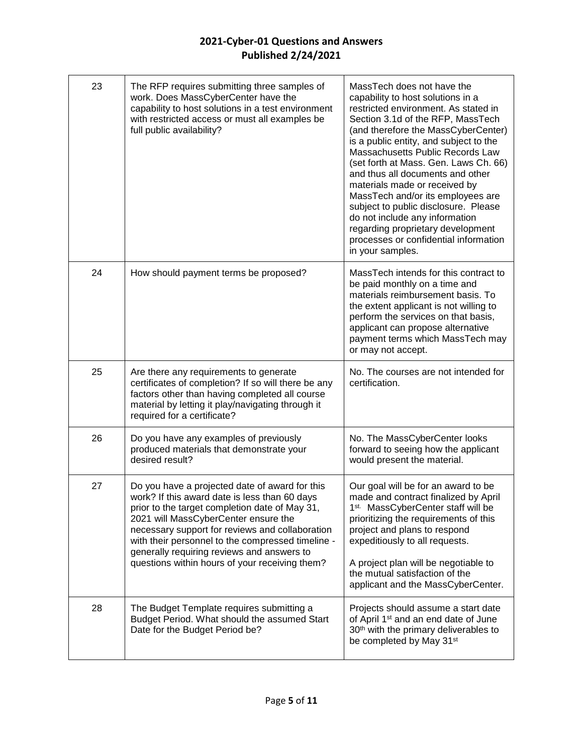# 2021-Cyber-01 Questions and Answers
## Published 2/24/2021

| | | |
|---|---|---|
| 23 | The RFP requires submitting three samples of work. Does MassCyberCenter have the capability to host solutions in a test environment with restricted access or must all examples be full public availability? | MassTech does not have the capability to host solutions in a restricted environment. As stated in Section 3.1d of the RFP, MassTech (and therefore the MassCyberCenter) is a public entity, and subject to the Massachusetts Public Records Law (set forth at Mass. Gen. Laws Ch. 66) and thus all documents and other materials made or received by MassTech and/or its employees are subject to public disclosure. Please do not include any information regarding proprietary development processes or confidential information in your samples. |
| 24 | How should payment terms be proposed? | MassTech intends for this contract to be paid monthly on a time and materials reimbursement basis. To the extent applicant is not willing to perform the services on that basis, applicant can propose alternative payment terms which MassTech may or may not accept. |
| 25 | Are there any requirements to generate certificates of completion? If so will there be any factors other than having completed all course material by letting it play/navigating through it required for a certificate? | No. The courses are not intended for certification. |
| 26 | Do you have any examples of previously produced materials that demonstrate your desired result? | No. The MassCyberCenter looks forward to seeing how the applicant would present the material. |
| 27 | Do you have a projected date of award for this work? If this award date is less than 60 days prior to the target completion date of May 31, 2021 will MassCyberCenter ensure the necessary support for reviews and collaboration with their personnel to the compressed timeline - generally requiring reviews and answers to questions within hours of your receiving them? | Our goal will be for an award to be made and contract finalized by April 1st. MassCyberCenter staff will be prioritizing the requirements of this project and plans to respond expeditiously to all requests.<br><br>A project plan will be negotiable to the mutual satisfaction of the applicant and the MassCyberCenter. |
| 28 | The Budget Template requires submitting a Budget Period. What should the assumed Start Date for the Budget Period be? | Projects should assume a start date of April 1st and an end date of June 30th with the primary deliverables to be completed by May 31st |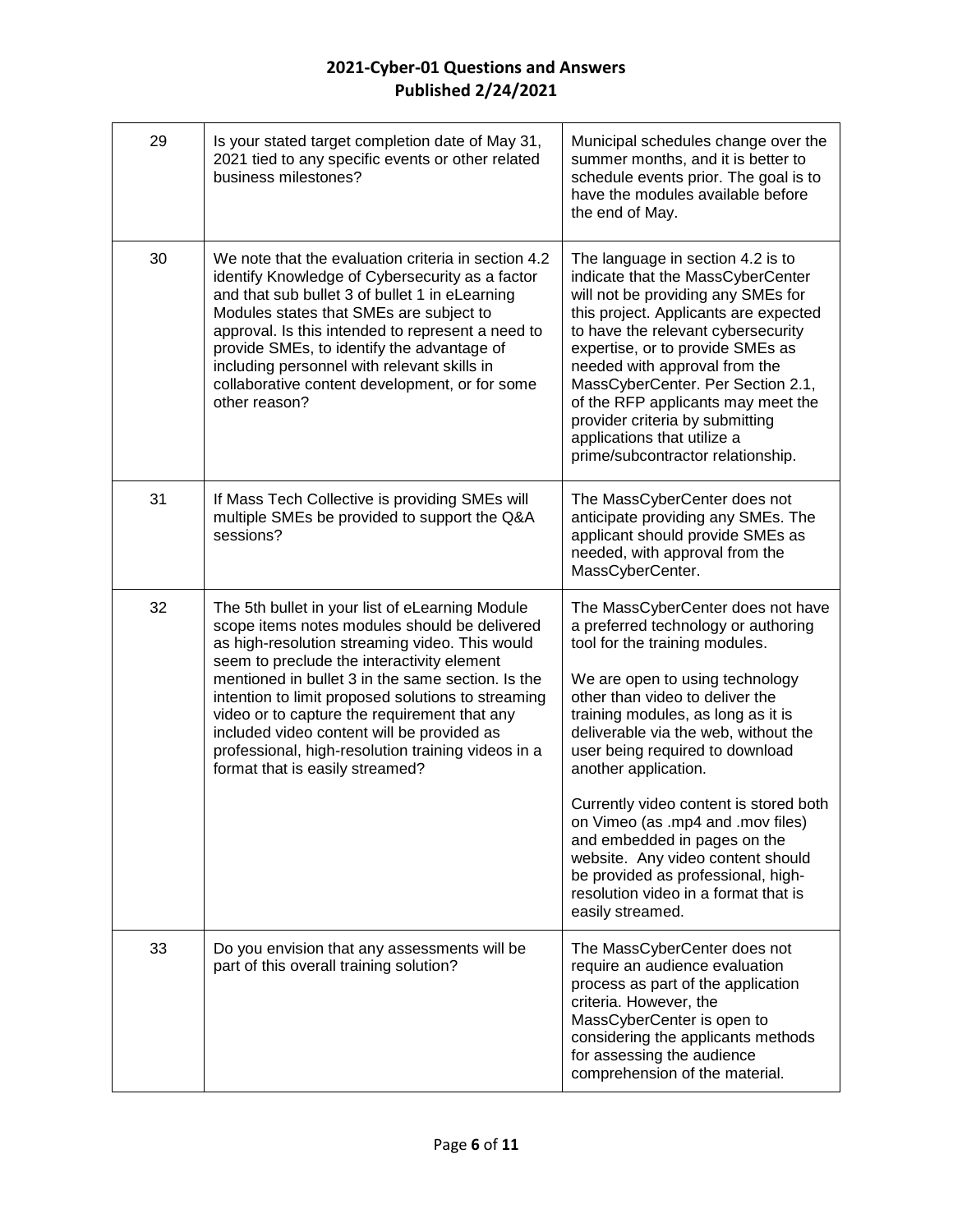## 2021-Cyber-01 Questions and Answers
## Published 2/24/2021

| | | |
|---|---|---|
| 29 | Is your stated target completion date of May 31, 2021 tied to any specific events or other related business milestones? | Municipal schedules change over the summer months, and it is better to schedule events prior. The goal is to have the modules available before the end of May. |
| 30 | We note that the evaluation criteria in section 4.2 identify Knowledge of Cybersecurity as a factor and that sub bullet 3 of bullet 1 in eLearning Modules states that SMEs are subject to approval. Is this intended to represent a need to provide SMEs, to identify the advantage of including personnel with relevant skills in collaborative content development, or for some other reason? | The language in section 4.2 is to indicate that the MassCyberCenter will not be providing any SMEs for this project. Applicants are expected to have the relevant cybersecurity expertise, or to provide SMEs as needed with approval from the MassCyberCenter. Per Section 2.1, of the RFP applicants may meet the provider criteria by submitting applications that utilize a prime/subcontractor relationship. |
| 31 | If Mass Tech Collective is providing SMEs will multiple SMEs be provided to support the Q&A sessions? | The MassCyberCenter does not anticipate providing any SMEs. The applicant should provide SMEs as needed, with approval from the MassCyberCenter. |
| 32 | The 5th bullet in your list of eLearning Module scope items notes modules should be delivered as high-resolution streaming video. This would seem to preclude the interactivity element mentioned in bullet 3 in the same section. Is the intention to limit proposed solutions to streaming video or to capture the requirement that any included video content will be provided as professional, high-resolution training videos in a format that is easily streamed? | The MassCyberCenter does not have a preferred technology or authoring tool for the training modules.<br><br>We are open to using technology other than video to deliver the training modules, as long as it is deliverable via the web, without the user being required to download another application.<br><br>Currently video content is stored both on Vimeo (as .mp4 and .mov files) and embedded in pages on the website. Any video content should be provided as professional, high-resolution video in a format that is easily streamed. |
| 33 | Do you envision that any assessments will be part of this overall training solution? | The MassCyberCenter does not require an audience evaluation process as part of the application criteria. However, the MassCyberCenter is open to considering the applicants methods for assessing the audience comprehension of the material. |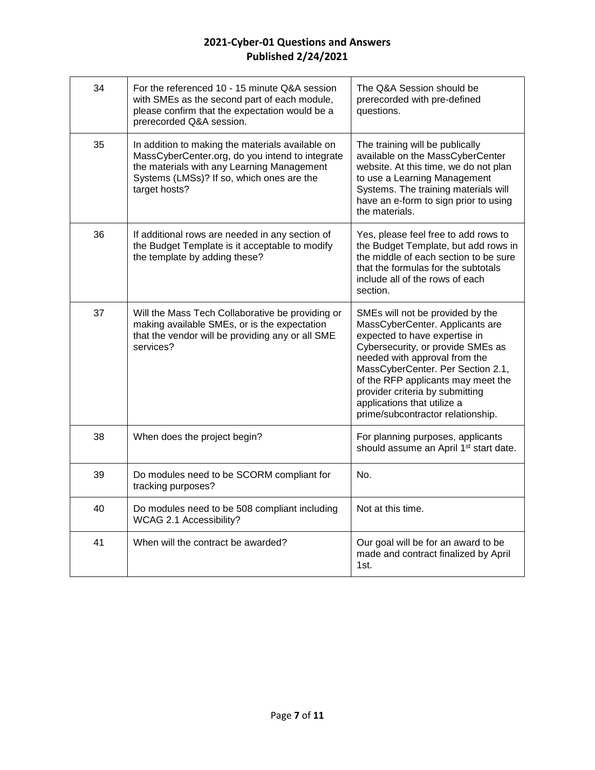**2021-Cyber-01 Questions and Answers**
**Published 2/24/2021**

| | | |
|---|---|---|
| 34 | For the referenced 10 - 15 minute Q&A session with SMEs as the second part of each module, please confirm that the expectation would be a prerecorded Q&A session. | The Q&A Session should be prerecorded with pre-defined questions. |
| 35 | In addition to making the materials available on MassCyberCenter.org, do you intend to integrate the materials with any Learning Management Systems (LMSs)? If so, which ones are the target hosts? | The training will be publically available on the MassCyberCenter website. At this time, we do not plan to use a Learning Management Systems. The training materials will have an e-form to sign prior to using the materials. |
| 36 | If additional rows are needed in any section of the Budget Template is it acceptable to modify the template by adding these? | Yes, please feel free to add rows to the Budget Template, but add rows in the middle of each section to be sure that the formulas for the subtotals include all of the rows of each section. |
| 37 | Will the Mass Tech Collaborative be providing or making available SMEs, or is the expectation that the vendor will be providing any or all SME services? | SMEs will not be provided by the MassCyberCenter. Applicants are expected to have expertise in Cybersecurity, or provide SMEs as needed with approval from the MassCyberCenter. Per Section 2.1, of the RFP applicants may meet the provider criteria by submitting applications that utilize a prime/subcontractor relationship. |
| 38 | When does the project begin? | For planning purposes, applicants should assume an April 1st start date. |
| 39 | Do modules need to be SCORM compliant for tracking purposes? | No. |
| 40 | Do modules need to be 508 compliant including WCAG 2.1 Accessibility? | Not at this time. |
| 41 | When will the contract be awarded? | Our goal will be for an award to be made and contract finalized by April 1st. |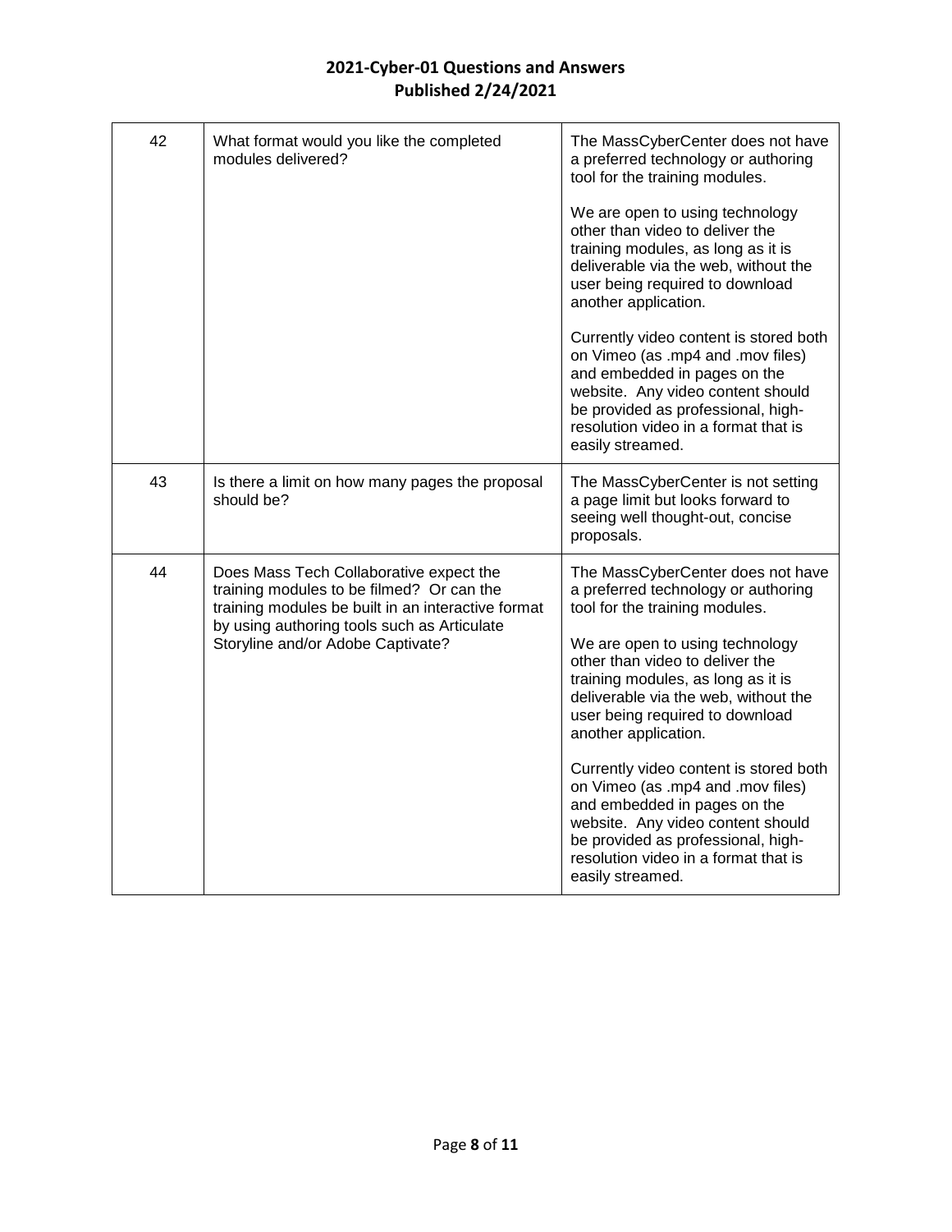## 2021-Cyber-01 Questions and Answers
## Published 2/24/2021

| | | |
|---|---|---|
| 42 | What format would you like the completed modules delivered? | The MassCyberCenter does not have a preferred technology or authoring tool for the training modules.<br><br>We are open to using technology other than video to deliver the training modules, as long as it is deliverable via the web, without the user being required to download another application.<br><br>Currently video content is stored both on Vimeo (as .mp4 and .mov files) and embedded in pages on the website. Any video content should be provided as professional, high-resolution video in a format that is easily streamed. |
| 43 | Is there a limit on how many pages the proposal should be? | The MassCyberCenter is not setting a page limit but looks forward to seeing well thought-out, concise proposals. |
| 44 | Does Mass Tech Collaborative expect the training modules to be filmed? Or can the training modules be built in an interactive format by using authoring tools such as Articulate Storyline and/or Adobe Captivate? | The MassCyberCenter does not have a preferred technology or authoring tool for the training modules.<br><br>We are open to using technology other than video to deliver the training modules, as long as it is deliverable via the web, without the user being required to download another application.<br><br>Currently video content is stored both on Vimeo (as .mp4 and .mov files) and embedded in pages on the website. Any video content should be provided as professional, high-resolution video in a format that is easily streamed. |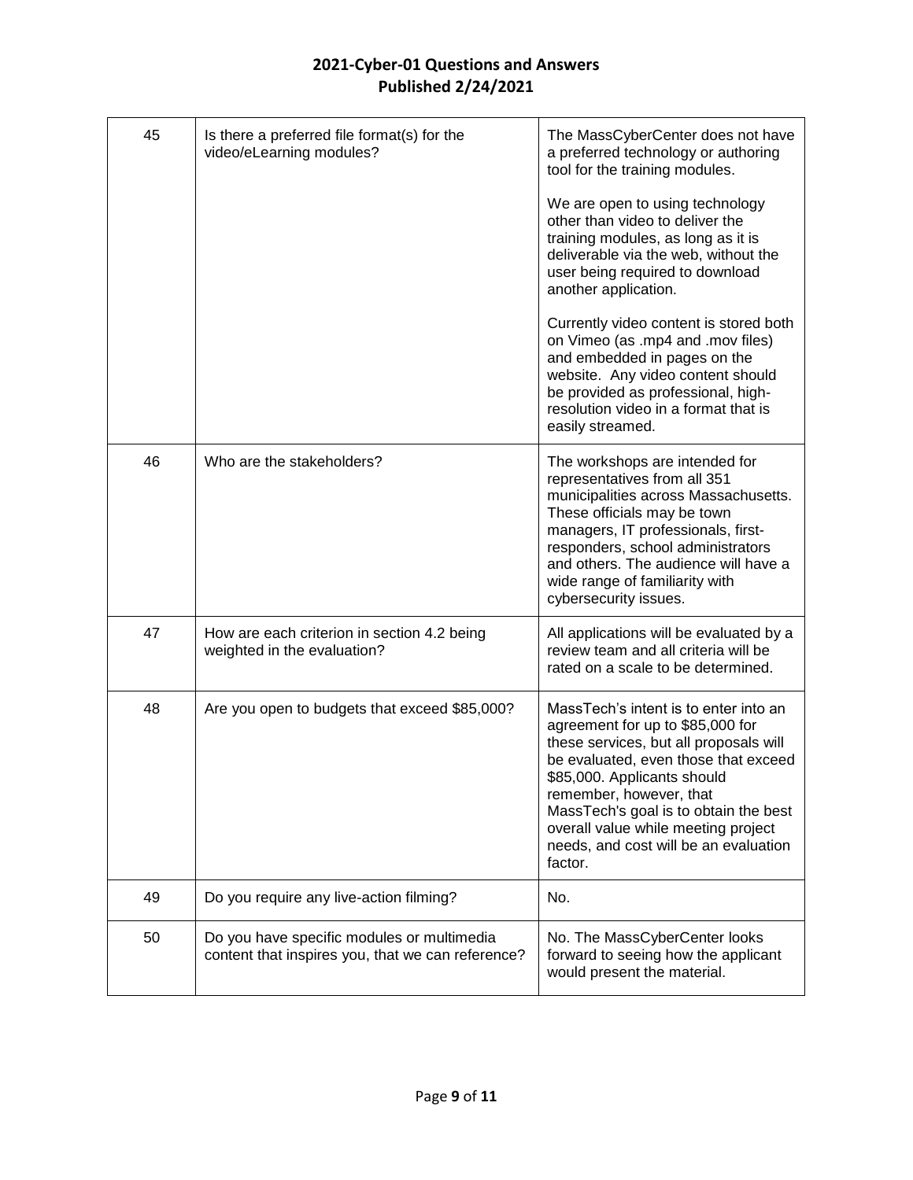## 2021-Cyber-01 Questions and Answers
## Published 2/24/2021

| | | |
|---|---|---|
| 45 | Is there a preferred file format(s) for the video/eLearning modules? | The MassCyberCenter does not have a preferred technology or authoring tool for the training modules.<br><br>We are open to using technology other than video to deliver the training modules, as long as it is deliverable via the web, without the user being required to download another application.<br><br>Currently video content is stored both on Vimeo (as .mp4 and .mov files) and embedded in pages on the website. Any video content should be provided as professional, high-resolution video in a format that is easily streamed. |
| 46 | Who are the stakeholders? | The workshops are intended for representatives from all 351 municipalities across Massachusetts. These officials may be town managers, IT professionals, first-responders, school administrators and others. The audience will have a wide range of familiarity with cybersecurity issues. |
| 47 | How are each criterion in section 4.2 being weighted in the evaluation? | All applications will be evaluated by a review team and all criteria will be rated on a scale to be determined. |
| 48 | Are you open to budgets that exceed $85,000? | MassTech's intent is to enter into an agreement for up to $85,000 for these services, but all proposals will be evaluated, even those that exceed $85,000. Applicants should remember, however, that MassTech's goal is to obtain the best overall value while meeting project needs, and cost will be an evaluation factor. |
| 49 | Do you require any live-action filming? | No. |
| 50 | Do you have specific modules or multimedia content that inspires you, that we can reference? | No. The MassCyberCenter looks forward to seeing how the applicant would present the material. |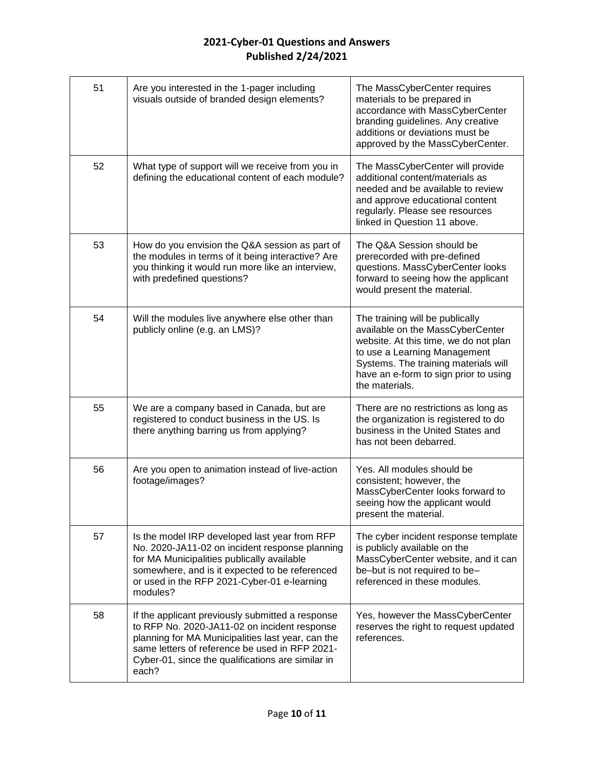# 2021-Cyber-01 Questions and Answers
**Published 2/24/2021**

| | | |
|---|---|---|
| 51 | Are you interested in the 1-pager including visuals outside of branded design elements? | The MassCyberCenter requires materials to be prepared in accordance with MassCyberCenter branding guidelines. Any creative additions or deviations must be approved by the MassCyberCenter. |
| 52 | What type of support will we receive from you in defining the educational content of each module? | The MassCyberCenter will provide additional content/materials as needed and be available to review and approve educational content regularly. Please see resources linked in Question 11 above. |
| 53 | How do you envision the Q&A session as part of the modules in terms of it being interactive? Are you thinking it would run more like an interview, with predefined questions? | The Q&A Session should be prerecorded with pre-defined questions. MassCyberCenter looks forward to seeing how the applicant would present the material. |
| 54 | Will the modules live anywhere else other than publicly online (e.g. an LMS)? | The training will be publically available on the MassCyberCenter website. At this time, we do not plan to use a Learning Management Systems. The training materials will have an e-form to sign prior to using the materials. |
| 55 | We are a company based in Canada, but are registered to conduct business in the US. Is there anything barring us from applying? | There are no restrictions as long as the organization is registered to do business in the United States and has not been debarred. |
| 56 | Are you open to animation instead of live-action footage/images? | Yes. All modules should be consistent; however, the MassCyberCenter looks forward to seeing how the applicant would present the material. |
| 57 | Is the model IRP developed last year from RFP No. 2020-JA11-02 on incident response planning for MA Municipalities publically available somewhere, and is it expected to be referenced or used in the RFP 2021-Cyber-01 e-learning modules? | The cyber incident response template is publicly available on the MassCyberCenter website, and it can be–but is not required to be– referenced in these modules. |
| 58 | If the applicant previously submitted a response to RFP No. 2020-JA11-02 on incident response planning for MA Municipalities last year, can the same letters of reference be used in RFP 2021-Cyber-01, since the qualifications are similar in each? | Yes, however the MassCyberCenter reserves the right to request updated references. |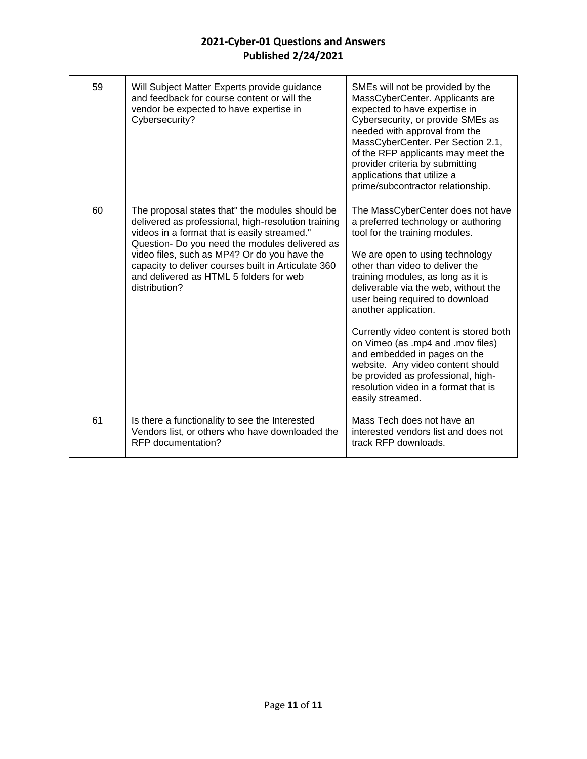| | | |
|---|---|---|
| 59 | Will Subject Matter Experts provide guidance and feedback for course content or will the vendor be expected to have expertise in Cybersecurity? | SMEs will not be provided by the MassCyberCenter. Applicants are expected to have expertise in Cybersecurity, or provide SMEs as needed with approval from the MassCyberCenter. Per Section 2.1, of the RFP applicants may meet the provider criteria by submitting applications that utilize a prime/subcontractor relationship. |
| 60 | The proposal states that" the modules should be delivered as professional, high-resolution training videos in a format that is easily streamed." Question- Do you need the modules delivered as video files, such as MP4? Or do you have the capacity to deliver courses built in Articulate 360 and delivered as HTML 5 folders for web distribution? | The MassCyberCenter does not have a preferred technology or authoring tool for the training modules.<br><br>We are open to using technology other than video to deliver the training modules, as long as it is deliverable via the web, without the user being required to download another application.<br><br>Currently video content is stored both on Vimeo (as .mp4 and .mov files) and embedded in pages on the website. Any video content should be provided as professional, high-resolution video in a format that is easily streamed. |
| 61 | Is there a functionality to see the Interested Vendors list, or others who have downloaded the RFP documentation? | Mass Tech does not have an interested vendors list and does not track RFP downloads. |